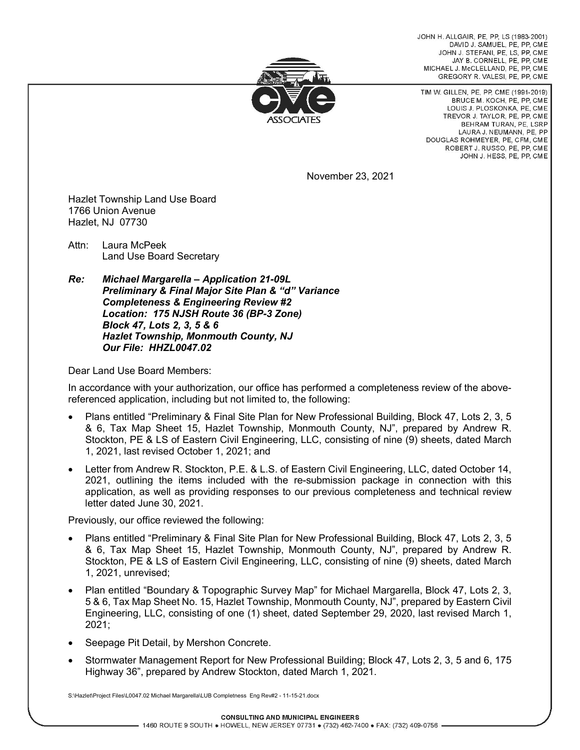JOHN H. ALLGAIR, PE, PP, LS (1983-2001)
DAVID J. SAMUEL, PE, PP, CME
JOHN J. STEFANI, PE, LS, PP, CME
JAY B. CORNELL, PE, PP, CME
MICHAEL J. McCLELLAND, PE, PP, CME
GREGORY R. VALESI, PE, PP, CME

TIM W. GILLEN, PE, PP, CME (1991-2019)
BRUCE M. KOCH, PE, PP, CME
LOUIS J. PLOSKONKA, PE, CME
TREVOR J. TAYLOR, PE, PP, CME
BEHRAM TURAN, PE, LSRP
LAURA J. NEUMANN, PE, PP
DOUGLAS ROHMEYER, PE, CFM, CME
ROBERT J. RUSSO, PE, PP, CME
JOHN J. HESS, PE, PP, CME

CME ASSOCIATES

November 23, 2021

Hazlet Township Land Use Board
1766 Union Avenue
Hazlet, NJ 07730

Attn: Laura McPeek
Land Use Board Secretary

***Re: Michael Margarella – Application 21-09L***
***Preliminary & Final Major Site Plan & "d" Variance***
***Completeness & Engineering Review #2***
***Location: 175 NJSH Route 36 (BP-3 Zone)***
***Block 47, Lots 2, 3, 5 & 6***
***Hazlet Township, Monmouth County, NJ***
***Our File: HHZL0047.02***

Dear Land Use Board Members:

In accordance with your authorization, our office has performed a completeness review of the above-referenced application, including but not limited to, the following:

- Plans entitled "Preliminary & Final Site Plan for New Professional Building, Block 47, Lots 2, 3, 5 & 6, Tax Map Sheet 15, Hazlet Township, Monmouth County, NJ", prepared by Andrew R. Stockton, PE & LS of Eastern Civil Engineering, LLC, consisting of nine (9) sheets, dated March 1, 2021, last revised October 1, 2021; and
- Letter from Andrew R. Stockton, P.E. & L.S. of Eastern Civil Engineering, LLC, dated October 14, 2021, outlining the items included with the re-submission package in connection with this application, as well as providing responses to our previous completeness and technical review letter dated June 30, 2021.

Previously, our office reviewed the following:

- Plans entitled "Preliminary & Final Site Plan for New Professional Building, Block 47, Lots 2, 3, 5 & 6, Tax Map Sheet 15, Hazlet Township, Monmouth County, NJ", prepared by Andrew R. Stockton, PE & LS of Eastern Civil Engineering, LLC, consisting of nine (9) sheets, dated March 1, 2021, unrevised;
- Plan entitled "Boundary & Topographic Survey Map" for Michael Margarella, Block 47, Lots 2, 3, 5 & 6, Tax Map Sheet No. 15, Hazlet Township, Monmouth County, NJ", prepared by Eastern Civil Engineering, LLC, consisting of one (1) sheet, dated September 29, 2020, last revised March 1, 2021;
- Seepage Pit Detail, by Mershon Concrete.
- Stormwater Management Report for New Professional Building; Block 47, Lots 2, 3, 5 and 6, 175 Highway 36", prepared by Andrew Stockton, dated March 1, 2021.

S:\Hazlet\Project Files\L0047.02 Michael Margarella\LUB Completness Eng Rev#2 - 11-15-21.docx

CONSULTING AND MUNICIPAL ENGINEERS
1460 ROUTE 9 SOUTH • HOWELL, NEW JERSEY 07731 • (732) 462-7400 • FAX: (732) 409-0756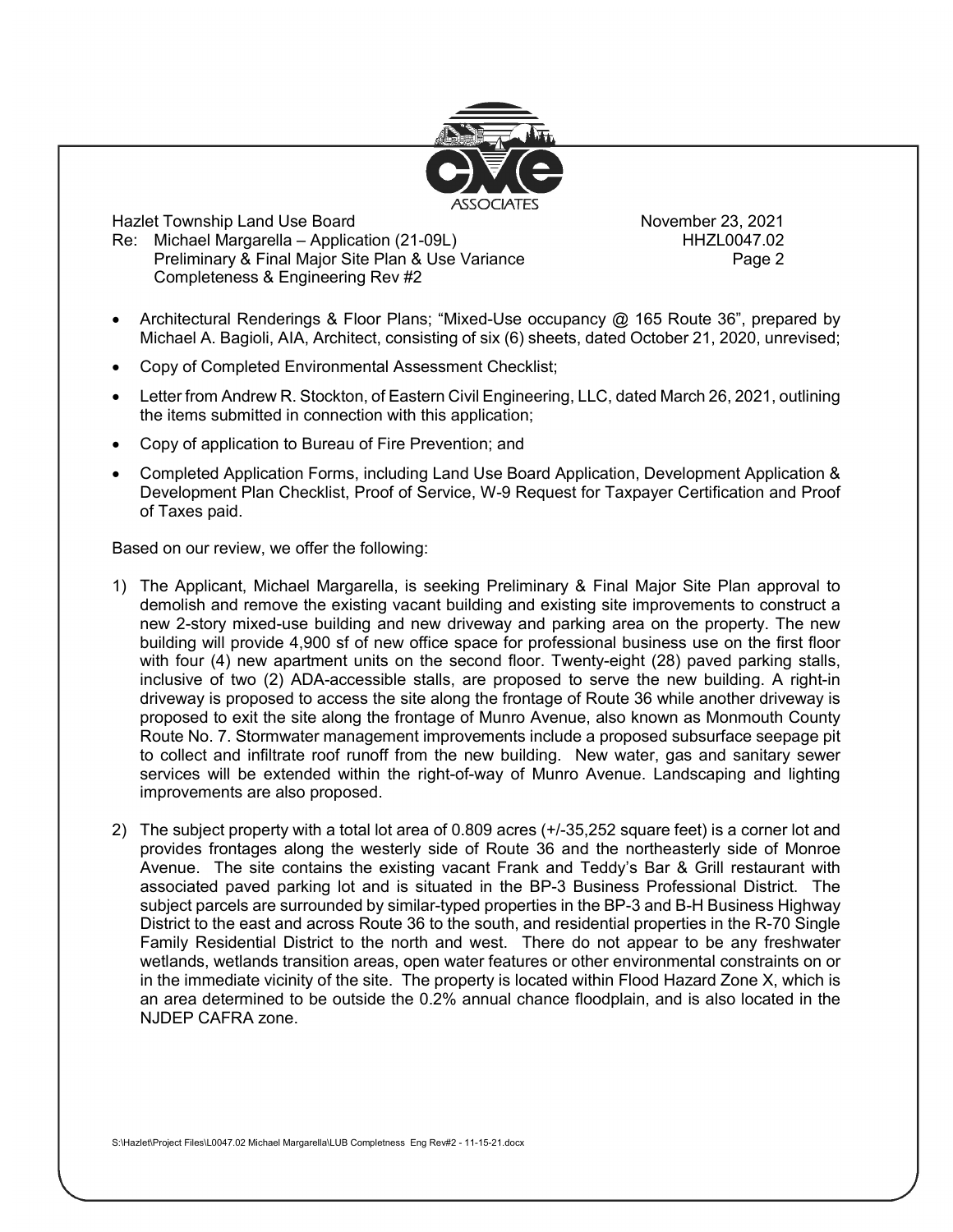- Architectural Renderings & Floor Plans; "Mixed-Use occupancy @ 165 Route 36", prepared by Michael A. Bagioli, AIA, Architect, consisting of six (6) sheets, dated October 21, 2020, unrevised;
- Copy of Completed Environmental Assessment Checklist;
- Letter from Andrew R. Stockton, of Eastern Civil Engineering, LLC, dated March 26, 2021, outlining the items submitted in connection with this application;
- Copy of application to Bureau of Fire Prevention; and
- Completed Application Forms, including Land Use Board Application, Development Application & Development Plan Checklist, Proof of Service, W-9 Request for Taxpayer Certification and Proof of Taxes paid.

Based on our review, we offer the following:

1) The Applicant, Michael Margarella, is seeking Preliminary & Final Major Site Plan approval to demolish and remove the existing vacant building and existing site improvements to construct a new 2-story mixed-use building and new driveway and parking area on the property. The new building will provide 4,900 sf of new office space for professional business use on the first floor with four (4) new apartment units on the second floor. Twenty-eight (28) paved parking stalls, inclusive of two (2) ADA-accessible stalls, are proposed to serve the new building. A right-in driveway is proposed to access the site along the frontage of Route 36 while another driveway is proposed to exit the site along the frontage of Munro Avenue, also known as Monmouth County Route No. 7. Stormwater management improvements include a proposed subsurface seepage pit to collect and infiltrate roof runoff from the new building. New water, gas and sanitary sewer services will be extended within the right-of-way of Munro Avenue. Landscaping and lighting improvements are also proposed.

2) The subject property with a total lot area of 0.809 acres (+/-35,252 square feet) is a corner lot and provides frontages along the westerly side of Route 36 and the northeasterly side of Monroe Avenue. The site contains the existing vacant Frank and Teddy's Bar & Grill restaurant with associated paved parking lot and is situated in the BP-3 Business Professional District. The subject parcels are surrounded by similar-typed properties in the BP-3 and B-H Business Highway District to the east and across Route 36 to the south, and residential properties in the R-70 Single Family Residential District to the north and west. There do not appear to be any freshwater wetlands, wetlands transition areas, open water features or other environmental constraints on or in the immediate vicinity of the site. The property is located within Flood Hazard Zone X, which is an area determined to be outside the 0.2% annual chance floodplain, and is also located in the NJDEP CAFRA zone.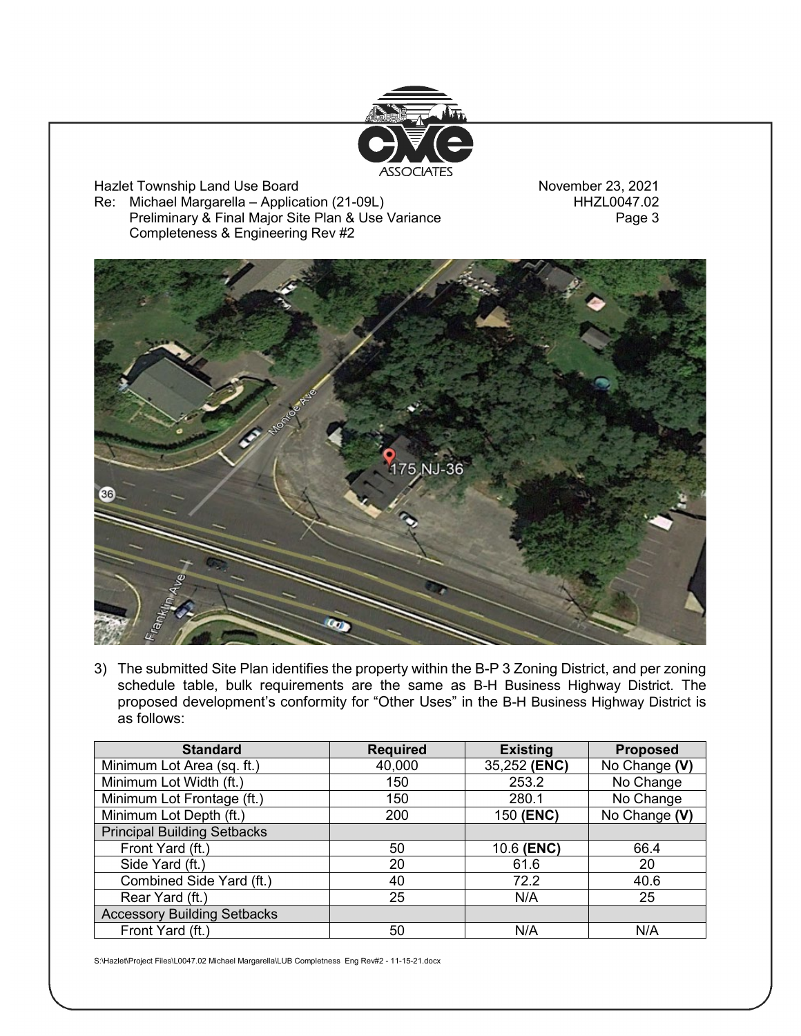3) The submitted Site Plan identifies the property within the B-P 3 Zoning District, and per zoning schedule table, bulk requirements are the same as B-H Business Highway District. The proposed development's conformity for "Other Uses" in the B-H Business Highway District is as follows:

| Standard | Required | Existing | Proposed |
|---|---|---|---|
| Minimum Lot Area (sq. ft.) | 40,000 | 35,252 **(ENC)** | No Change **(V)** |
| Minimum Lot Width (ft.) | 150 | 253.2 | No Change |
| Minimum Lot Frontage (ft.) | 150 | 280.1 | No Change |
| Minimum Lot Depth (ft.) | 200 | 150 **(ENC)** | No Change **(V)** |
| Principal Building Setbacks | | | |
| Front Yard (ft.) | 50 | 10.6 **(ENC)** | 66.4 |
| Side Yard (ft.) | 20 | 61.6 | 20 |
| Combined Side Yard (ft.) | 40 | 72.2 | 40.6 |
| Rear Yard (ft.) | 25 | N/A | 25 |
| Accessory Building Setbacks | | | |
| Front Yard (ft.) | 50 | N/A | N/A |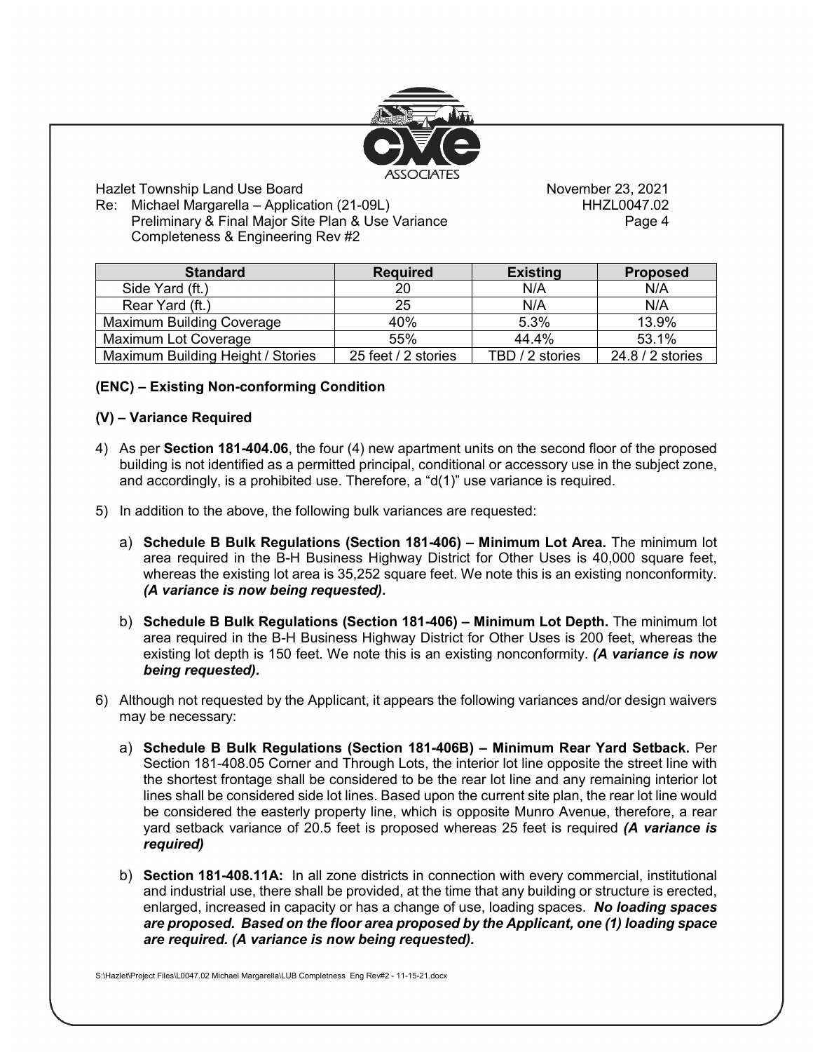| Standard | Required | Existing | Proposed |
|---|---|---|---|
| Side Yard (ft.) | 20 | N/A | N/A |
| Rear Yard (ft.) | 25 | N/A | N/A |
| Maximum Building Coverage | 40% | 5.3% | 13.9% |
| Maximum Lot Coverage | 55% | 44.4% | 53.1% |
| Maximum Building Height / Stories | 25 feet / 2 stories | TBD / 2 stories | 24.8 / 2 stories |

**(ENC) – Existing Non-conforming Condition**

**(V) – Variance Required**

4) As per **Section 181-404.06**, the four (4) new apartment units on the second floor of the proposed building is not identified as a permitted principal, conditional or accessory use in the subject zone, and accordingly, is a prohibited use. Therefore, a "d(1)" use variance is required.

5) In addition to the above, the following bulk variances are requested:

   a) **Schedule B Bulk Regulations (Section 181-406) – Minimum Lot Area.** The minimum lot area required in the B-H Business Highway District for Other Uses is 40,000 square feet, whereas the existing lot area is 35,252 square feet. We note this is an existing nonconformity. ***(A variance is now being requested).***

   b) **Schedule B Bulk Regulations (Section 181-406) – Minimum Lot Depth.** The minimum lot area required in the B-H Business Highway District for Other Uses is 200 feet, whereas the existing lot depth is 150 feet. We note this is an existing nonconformity. ***(A variance is now being requested).***

6) Although not requested by the Applicant, it appears the following variances and/or design waivers may be necessary:

   a) **Schedule B Bulk Regulations (Section 181-406B) – Minimum Rear Yard Setback.** Per Section 181-408.05 Corner and Through Lots, the interior lot line opposite the street line with the shortest frontage shall be considered to be the rear lot line and any remaining interior lot lines shall be considered side lot lines. Based upon the current site plan, the rear lot line would be considered the easterly property line, which is opposite Munro Avenue, therefore, a rear yard setback variance of 20.5 feet is proposed whereas 25 feet is required ***(A variance is required)***

   b) **Section 181-408.11A:** In all zone districts in connection with every commercial, institutional and industrial use, there shall be provided, at the time that any building or structure is erected, enlarged, increased in capacity or has a change of use, loading spaces. ***No loading spaces are proposed. Based on the floor area proposed by the Applicant, one (1) loading space are required. (A variance is now being requested).***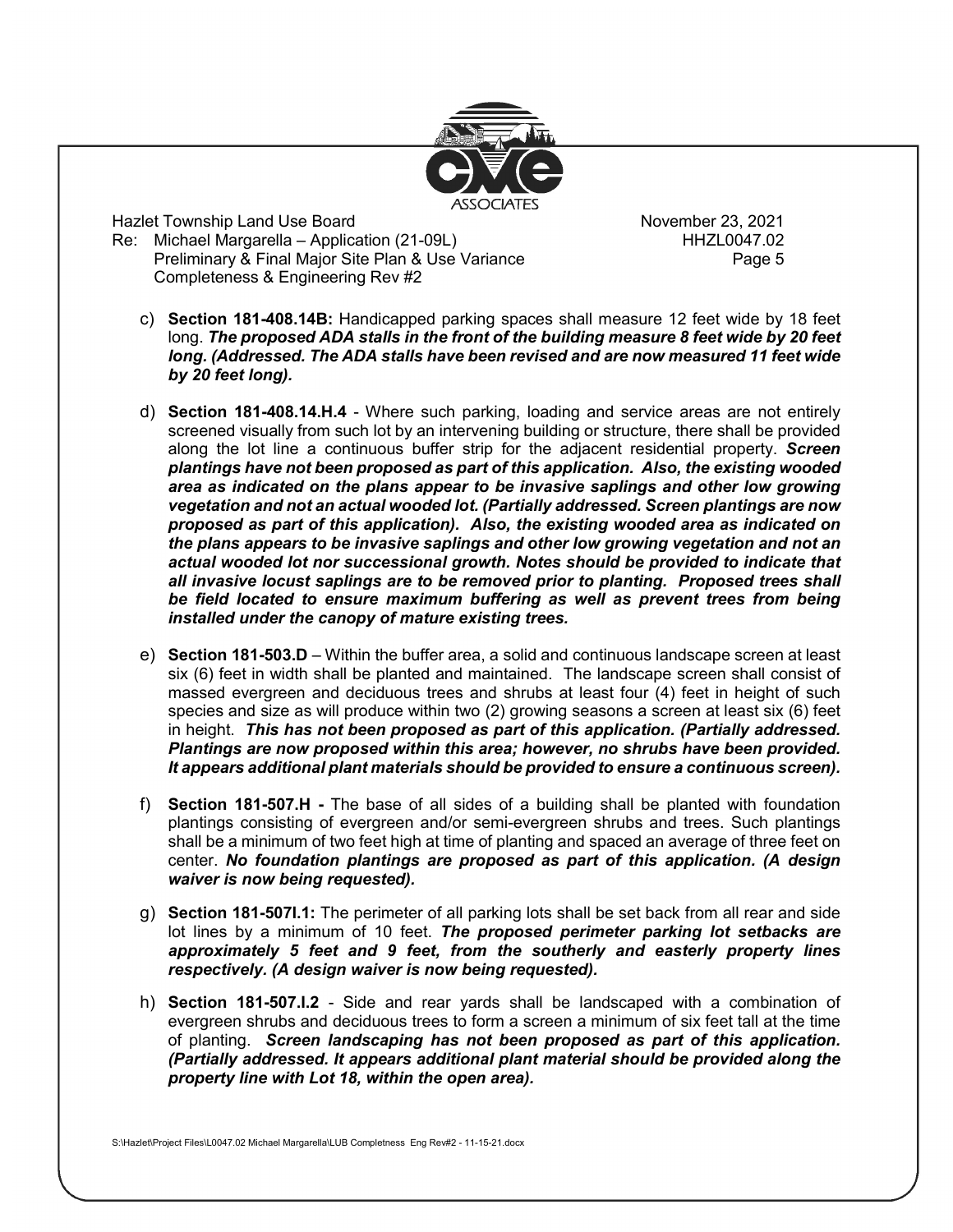c) **Section 181-408.14B:** Handicapped parking spaces shall measure 12 feet wide by 18 feet long. ***The proposed ADA stalls in the front of the building measure 8 feet wide by 20 feet long. (Addressed. The ADA stalls have been revised and are now measured 11 feet wide by 20 feet long).***

d) **Section 181-408.14.H.4** - Where such parking, loading and service areas are not entirely screened visually from such lot by an intervening building or structure, there shall be provided along the lot line a continuous buffer strip for the adjacent residential property. ***Screen plantings have not been proposed as part of this application. Also, the existing wooded area as indicated on the plans appear to be invasive saplings and other low growing vegetation and not an actual wooded lot. (Partially addressed. Screen plantings are now proposed as part of this application). Also, the existing wooded area as indicated on the plans appears to be invasive saplings and other low growing vegetation and not an actual wooded lot nor successional growth. Notes should be provided to indicate that all invasive locust saplings are to be removed prior to planting. Proposed trees shall be field located to ensure maximum buffering as well as prevent trees from being installed under the canopy of mature existing trees.***

e) **Section 181-503.D** – Within the buffer area, a solid and continuous landscape screen at least six (6) feet in width shall be planted and maintained. The landscape screen shall consist of massed evergreen and deciduous trees and shrubs at least four (4) feet in height of such species and size as will produce within two (2) growing seasons a screen at least six (6) feet in height. ***This has not been proposed as part of this application. (Partially addressed. Plantings are now proposed within this area; however, no shrubs have been provided. It appears additional plant materials should be provided to ensure a continuous screen).***

f) **Section 181-507.H -** The base of all sides of a building shall be planted with foundation plantings consisting of evergreen and/or semi-evergreen shrubs and trees. Such plantings shall be a minimum of two feet high at time of planting and spaced an average of three feet on center. ***No foundation plantings are proposed as part of this application. (A design waiver is now being requested).***

g) **Section 181-507I.1:** The perimeter of all parking lots shall be set back from all rear and side lot lines by a minimum of 10 feet. ***The proposed perimeter parking lot setbacks are approximately 5 feet and 9 feet, from the southerly and easterly property lines respectively. (A design waiver is now being requested).***

h) **Section 181-507.I.2** - Side and rear yards shall be landscaped with a combination of evergreen shrubs and deciduous trees to form a screen a minimum of six feet tall at the time of planting. ***Screen landscaping has not been proposed as part of this application. (Partially addressed. It appears additional plant material should be provided along the property line with Lot 18, within the open area).***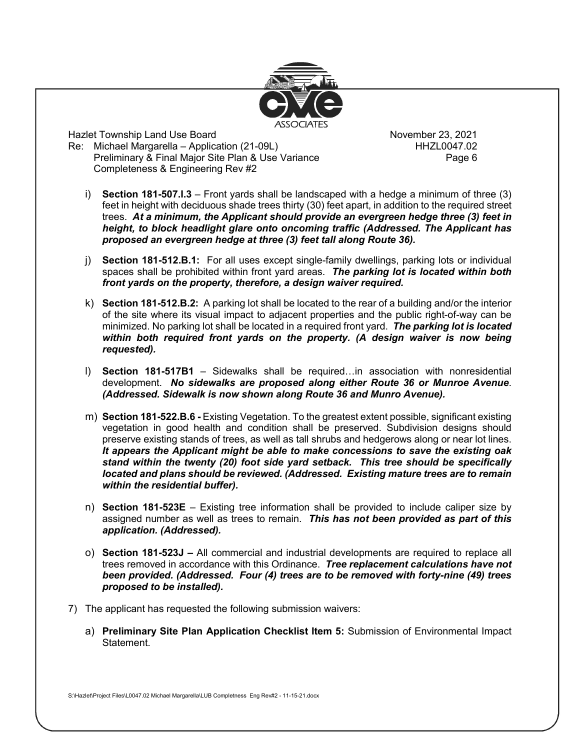i) **Section 181-507.I.3** – Front yards shall be landscaped with a hedge a minimum of three (3) feet in height with deciduous shade trees thirty (30) feet apart, in addition to the required street trees. ***At a minimum, the Applicant should provide an evergreen hedge three (3) feet in height, to block headlight glare onto oncoming traffic (Addressed. The Applicant has proposed an evergreen hedge at three (3) feet tall along Route 36).***

j) **Section 181-512.B.1:** For all uses except single-family dwellings, parking lots or individual spaces shall be prohibited within front yard areas. ***The parking lot is located within both front yards on the property, therefore, a design waiver required.***

k) **Section 181-512.B.2:** A parking lot shall be located to the rear of a building and/or the interior of the site where its visual impact to adjacent properties and the public right-of-way can be minimized. No parking lot shall be located in a required front yard. ***The parking lot is located within both required front yards on the property. (A design waiver is now being requested).***

l) **Section 181-517B1** – Sidewalks shall be required…in association with nonresidential development. ***No sidewalks are proposed along either Route 36 or Munroe Avenue. (Addressed. Sidewalk is now shown along Route 36 and Munro Avenue).***

m) **Section 181-522.B.6 -** Existing Vegetation. To the greatest extent possible, significant existing vegetation in good health and condition shall be preserved. Subdivision designs should preserve existing stands of trees, as well as tall shrubs and hedgerows along or near lot lines. ***It appears the Applicant might be able to make concessions to save the existing oak stand within the twenty (20) foot side yard setback. This tree should be specifically located and plans should be reviewed. (Addressed. Existing mature trees are to remain within the residential buffer).***

n) **Section 181-523E** – Existing tree information shall be provided to include caliper size by assigned number as well as trees to remain. ***This has not been provided as part of this application. (Addressed).***

o) **Section 181-523J –** All commercial and industrial developments are required to replace all trees removed in accordance with this Ordinance. ***Tree replacement calculations have not been provided. (Addressed. Four (4) trees are to be removed with forty-nine (49) trees proposed to be installed).***

7) The applicant has requested the following submission waivers:

a) **Preliminary Site Plan Application Checklist Item 5:** Submission of Environmental Impact Statement.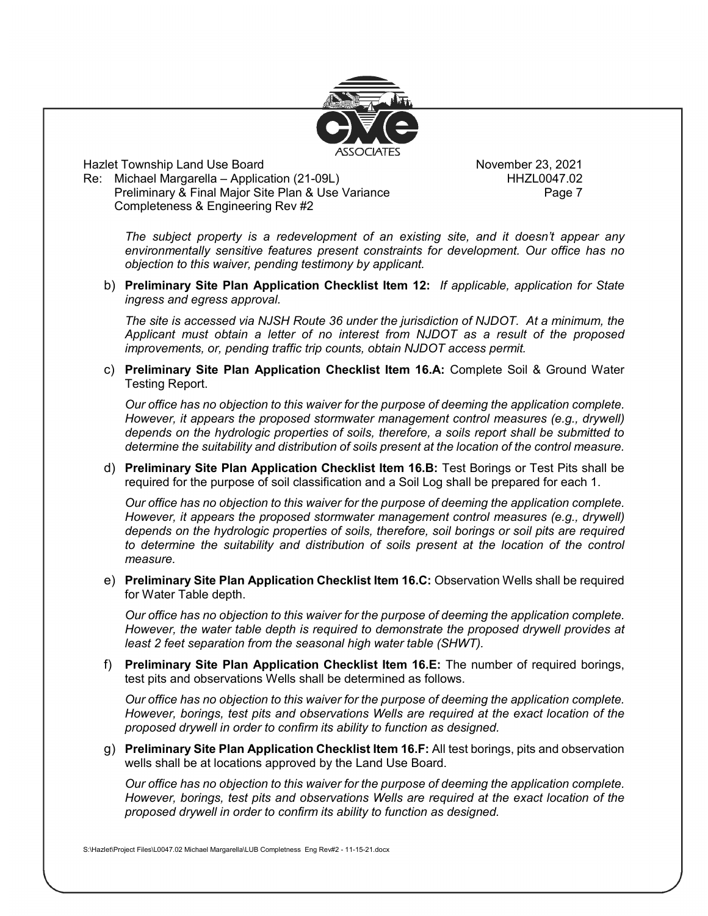*The subject property is a redevelopment of an existing site, and it doesn't appear any environmentally sensitive features present constraints for development. Our office has no objection to this waiver, pending testimony by applicant.*

b) **Preliminary Site Plan Application Checklist Item 12:** *If applicable, application for State ingress and egress approval.*

*The site is accessed via NJSH Route 36 under the jurisdiction of NJDOT. At a minimum, the Applicant must obtain a letter of no interest from NJDOT as a result of the proposed improvements, or, pending traffic trip counts, obtain NJDOT access permit.*

c) **Preliminary Site Plan Application Checklist Item 16.A:** Complete Soil & Ground Water Testing Report.

*Our office has no objection to this waiver for the purpose of deeming the application complete. However, it appears the proposed stormwater management control measures (e.g., drywell) depends on the hydrologic properties of soils, therefore, a soils report shall be submitted to determine the suitability and distribution of soils present at the location of the control measure.*

d) **Preliminary Site Plan Application Checklist Item 16.B:** Test Borings or Test Pits shall be required for the purpose of soil classification and a Soil Log shall be prepared for each 1.

*Our office has no objection to this waiver for the purpose of deeming the application complete. However, it appears the proposed stormwater management control measures (e.g., drywell) depends on the hydrologic properties of soils, therefore, soil borings or soil pits are required to determine the suitability and distribution of soils present at the location of the control measure.*

e) **Preliminary Site Plan Application Checklist Item 16.C:** Observation Wells shall be required for Water Table depth.

*Our office has no objection to this waiver for the purpose of deeming the application complete. However, the water table depth is required to demonstrate the proposed drywell provides at least 2 feet separation from the seasonal high water table (SHWT).*

f) **Preliminary Site Plan Application Checklist Item 16.E:** The number of required borings, test pits and observations Wells shall be determined as follows.

*Our office has no objection to this waiver for the purpose of deeming the application complete. However, borings, test pits and observations Wells are required at the exact location of the proposed drywell in order to confirm its ability to function as designed.*

g) **Preliminary Site Plan Application Checklist Item 16.F:** All test borings, pits and observation wells shall be at locations approved by the Land Use Board.

*Our office has no objection to this waiver for the purpose of deeming the application complete. However, borings, test pits and observations Wells are required at the exact location of the proposed drywell in order to confirm its ability to function as designed.*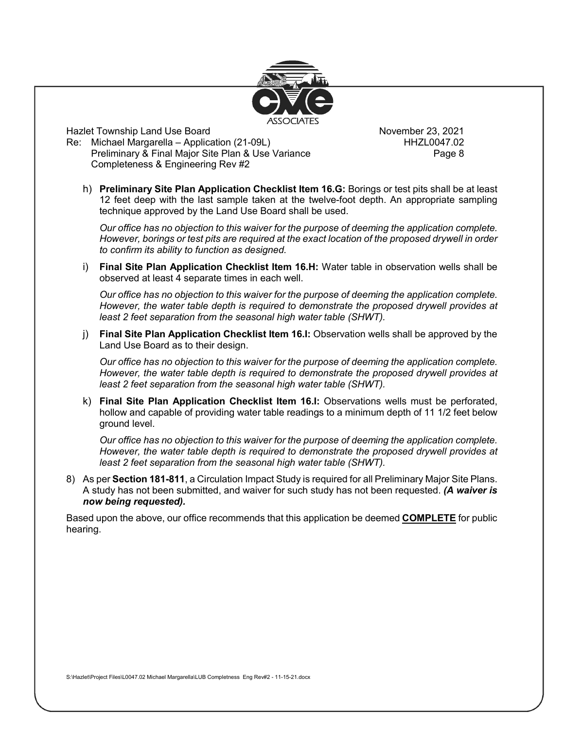h) **Preliminary Site Plan Application Checklist Item 16.G:** Borings or test pits shall be at least 12 feet deep with the last sample taken at the twelve-foot depth. An appropriate sampling technique approved by the Land Use Board shall be used.

   *Our office has no objection to this waiver for the purpose of deeming the application complete. However, borings or test pits are required at the exact location of the proposed drywell in order to confirm its ability to function as designed.*

i) **Final Site Plan Application Checklist Item 16.H:** Water table in observation wells shall be observed at least 4 separate times in each well.

   *Our office has no objection to this waiver for the purpose of deeming the application complete. However, the water table depth is required to demonstrate the proposed drywell provides at least 2 feet separation from the seasonal high water table (SHWT).*

j) **Final Site Plan Application Checklist Item 16.I:** Observation wells shall be approved by the Land Use Board as to their design.

   *Our office has no objection to this waiver for the purpose of deeming the application complete. However, the water table depth is required to demonstrate the proposed drywell provides at least 2 feet separation from the seasonal high water table (SHWT).*

k) **Final Site Plan Application Checklist Item 16.I:** Observations wells must be perforated, hollow and capable of providing water table readings to a minimum depth of 11 1/2 feet below ground level.

   *Our office has no objection to this waiver for the purpose of deeming the application complete. However, the water table depth is required to demonstrate the proposed drywell provides at least 2 feet separation from the seasonal high water table (SHWT).*

8) As per **Section 181-811**, a Circulation Impact Study is required for all Preliminary Major Site Plans. A study has not been submitted, and waiver for such study has not been requested. ***(A waiver is now being requested).***

Based upon the above, our office recommends that this application be deemed **COMPLETE** for public hearing.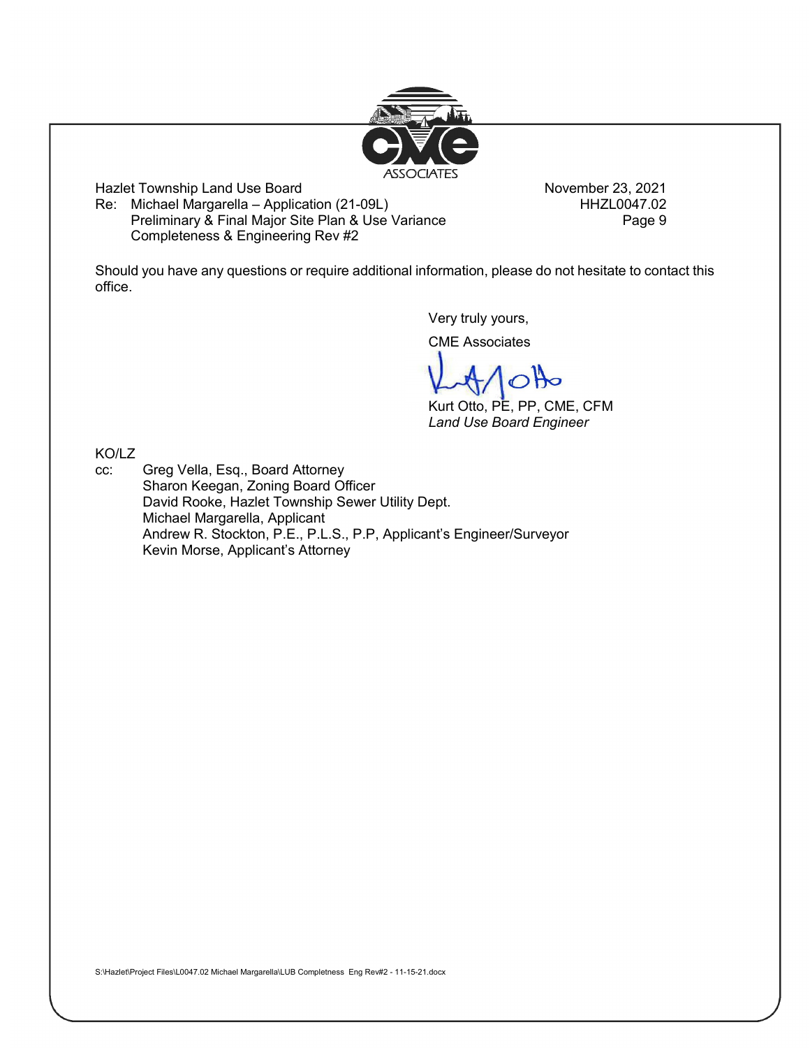Should you have any questions or require additional information, please do not hesitate to contact this office.

Very truly yours,

CME Associates

Kurt Otto, PE, PP, CME, CFM
*Land Use Board Engineer*

KO/LZ

cc: Greg Vella, Esq., Board Attorney
Sharon Keegan, Zoning Board Officer
David Rooke, Hazlet Township Sewer Utility Dept.
Michael Margarella, Applicant
Andrew R. Stockton, P.E., P.L.S., P.P, Applicant's Engineer/Surveyor
Kevin Morse, Applicant's Attorney

S:\Hazlet\Project Files\L0047.02 Michael Margarella\LUB Completness Eng Rev#2 - 11-15-21.docx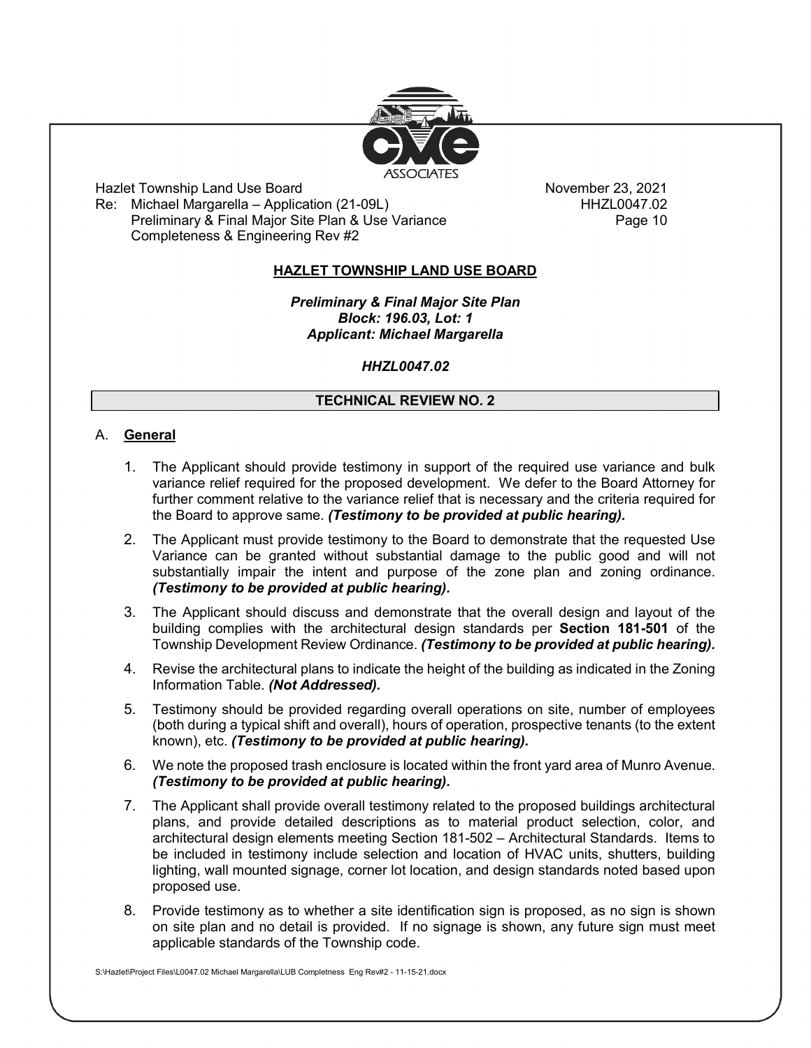## HAZLET TOWNSHIP LAND USE BOARD

***Preliminary & Final Major Site Plan***
***Block: 196.03, Lot: 1***
***Applicant: Michael Margarella***

***HHZL0047.02***

### TECHNICAL REVIEW NO. 2

A. **General**

1. The Applicant should provide testimony in support of the required use variance and bulk variance relief required for the proposed development. We defer to the Board Attorney for further comment relative to the variance relief that is necessary and the criteria required for the Board to approve same. ***(Testimony to be provided at public hearing).***

2. The Applicant must provide testimony to the Board to demonstrate that the requested Use Variance can be granted without substantial damage to the public good and will not substantially impair the intent and purpose of the zone plan and zoning ordinance. ***(Testimony to be provided at public hearing).***

3. The Applicant should discuss and demonstrate that the overall design and layout of the building complies with the architectural design standards per **Section 181-501** of the Township Development Review Ordinance. ***(Testimony to be provided at public hearing).***

4. Revise the architectural plans to indicate the height of the building as indicated in the Zoning Information Table. ***(Not Addressed).***

5. Testimony should be provided regarding overall operations on site, number of employees (both during a typical shift and overall), hours of operation, prospective tenants (to the extent known), etc. ***(Testimony to be provided at public hearing).***

6. We note the proposed trash enclosure is located within the front yard area of Munro Avenue. ***(Testimony to be provided at public hearing).***

7. The Applicant shall provide overall testimony related to the proposed buildings architectural plans, and provide detailed descriptions as to material product selection, color, and architectural design elements meeting Section 181-502 – Architectural Standards. Items to be included in testimony include selection and location of HVAC units, shutters, building lighting, wall mounted signage, corner lot location, and design standards noted based upon proposed use.

8. Provide testimony as to whether a site identification sign is proposed, as no sign is shown on site plan and no detail is provided. If no signage is shown, any future sign must meet applicable standards of the Township code.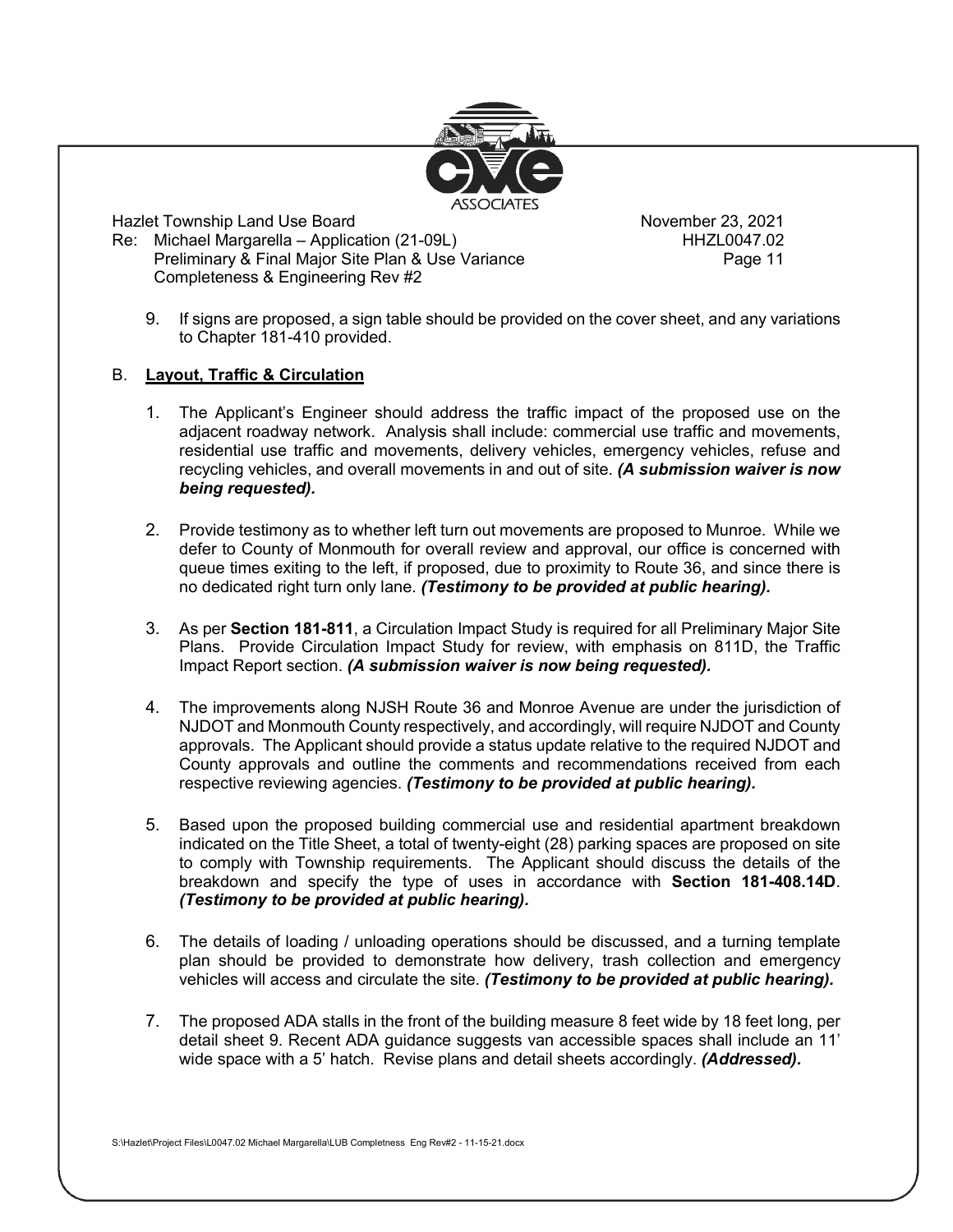9. If signs are proposed, a sign table should be provided on the cover sheet, and any variations to Chapter 181-410 provided.

B. **Layout, Traffic & Circulation**

1. The Applicant's Engineer should address the traffic impact of the proposed use on the adjacent roadway network. Analysis shall include: commercial use traffic and movements, residential use traffic and movements, delivery vehicles, emergency vehicles, refuse and recycling vehicles, and overall movements in and out of site. ***(A submission waiver is now being requested).***

2. Provide testimony as to whether left turn out movements are proposed to Munroe. While we defer to County of Monmouth for overall review and approval, our office is concerned with queue times exiting to the left, if proposed, due to proximity to Route 36, and since there is no dedicated right turn only lane. ***(Testimony to be provided at public hearing).***

3. As per **Section 181-811**, a Circulation Impact Study is required for all Preliminary Major Site Plans. Provide Circulation Impact Study for review, with emphasis on 811D, the Traffic Impact Report section. ***(A submission waiver is now being requested).***

4. The improvements along NJSH Route 36 and Monroe Avenue are under the jurisdiction of NJDOT and Monmouth County respectively, and accordingly, will require NJDOT and County approvals. The Applicant should provide a status update relative to the required NJDOT and County approvals and outline the comments and recommendations received from each respective reviewing agencies. ***(Testimony to be provided at public hearing).***

5. Based upon the proposed building commercial use and residential apartment breakdown indicated on the Title Sheet, a total of twenty-eight (28) parking spaces are proposed on site to comply with Township requirements. The Applicant should discuss the details of the breakdown and specify the type of uses in accordance with **Section 181-408.14D**. ***(Testimony to be provided at public hearing).***

6. The details of loading / unloading operations should be discussed, and a turning template plan should be provided to demonstrate how delivery, trash collection and emergency vehicles will access and circulate the site. ***(Testimony to be provided at public hearing).***

7. The proposed ADA stalls in the front of the building measure 8 feet wide by 18 feet long, per detail sheet 9. Recent ADA guidance suggests van accessible spaces shall include an 11' wide space with a 5' hatch. Revise plans and detail sheets accordingly. ***(Addressed).***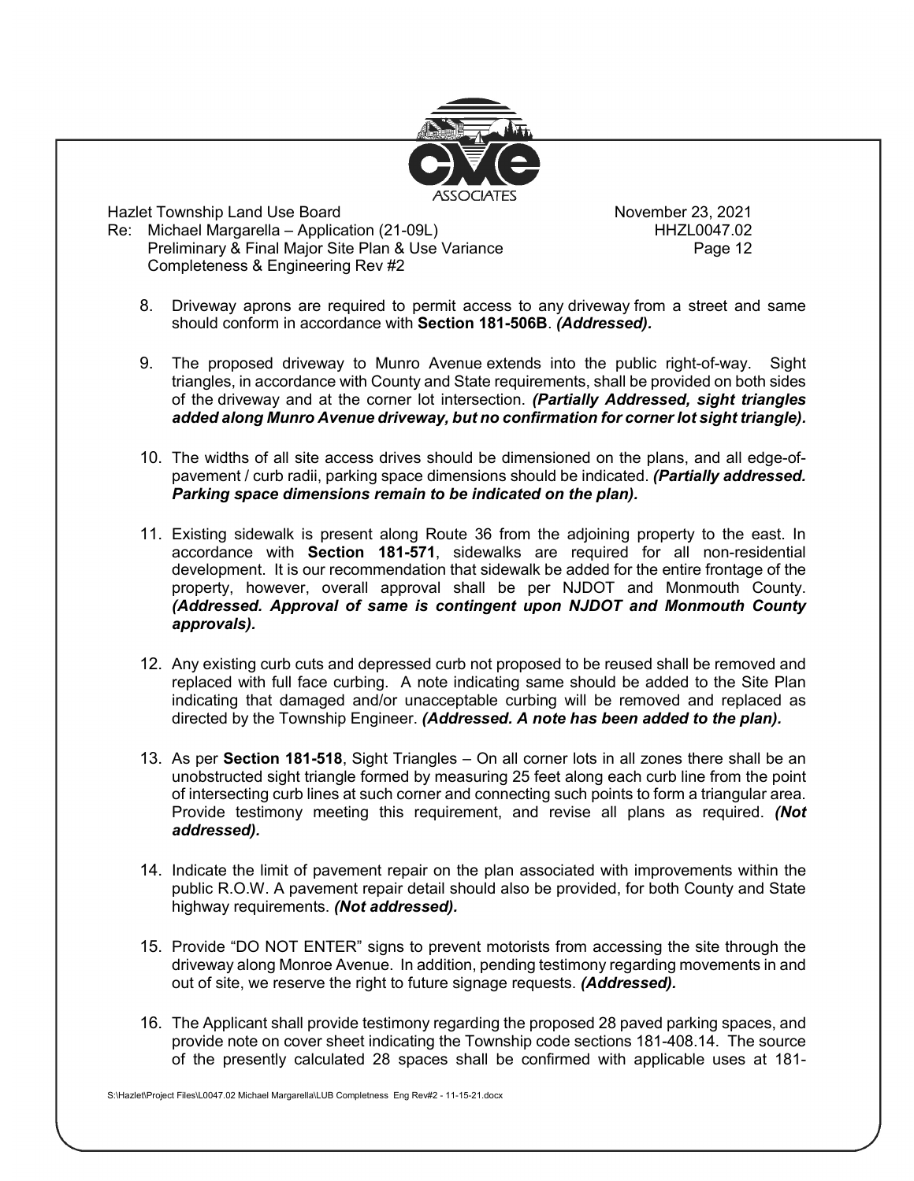8. Driveway aprons are required to permit access to any driveway from a street and same should conform in accordance with **Section 181-506B**. ***(Addressed).***

9. The proposed driveway to Munro Avenue extends into the public right-of-way. Sight triangles, in accordance with County and State requirements, shall be provided on both sides of the driveway and at the corner lot intersection. ***(Partially Addressed, sight triangles added along Munro Avenue driveway, but no confirmation for corner lot sight triangle).***

10. The widths of all site access drives should be dimensioned on the plans, and all edge-of-pavement / curb radii, parking space dimensions should be indicated. ***(Partially addressed. Parking space dimensions remain to be indicated on the plan).***

11. Existing sidewalk is present along Route 36 from the adjoining property to the east. In accordance with **Section 181-571**, sidewalks are required for all non-residential development. It is our recommendation that sidewalk be added for the entire frontage of the property, however, overall approval shall be per NJDOT and Monmouth County. ***(Addressed. Approval of same is contingent upon NJDOT and Monmouth County approvals).***

12. Any existing curb cuts and depressed curb not proposed to be reused shall be removed and replaced with full face curbing. A note indicating same should be added to the Site Plan indicating that damaged and/or unacceptable curbing will be removed and replaced as directed by the Township Engineer. ***(Addressed. A note has been added to the plan).***

13. As per **Section 181-518**, Sight Triangles – On all corner lots in all zones there shall be an unobstructed sight triangle formed by measuring 25 feet along each curb line from the point of intersecting curb lines at such corner and connecting such points to form a triangular area. Provide testimony meeting this requirement, and revise all plans as required. ***(Not addressed).***

14. Indicate the limit of pavement repair on the plan associated with improvements within the public R.O.W. A pavement repair detail should also be provided, for both County and State highway requirements. ***(Not addressed).***

15. Provide "DO NOT ENTER" signs to prevent motorists from accessing the site through the driveway along Monroe Avenue. In addition, pending testimony regarding movements in and out of site, we reserve the right to future signage requests. ***(Addressed).***

16. The Applicant shall provide testimony regarding the proposed 28 paved parking spaces, and provide note on cover sheet indicating the Township code sections 181-408.14. The source of the presently calculated 28 spaces shall be confirmed with applicable uses at 181-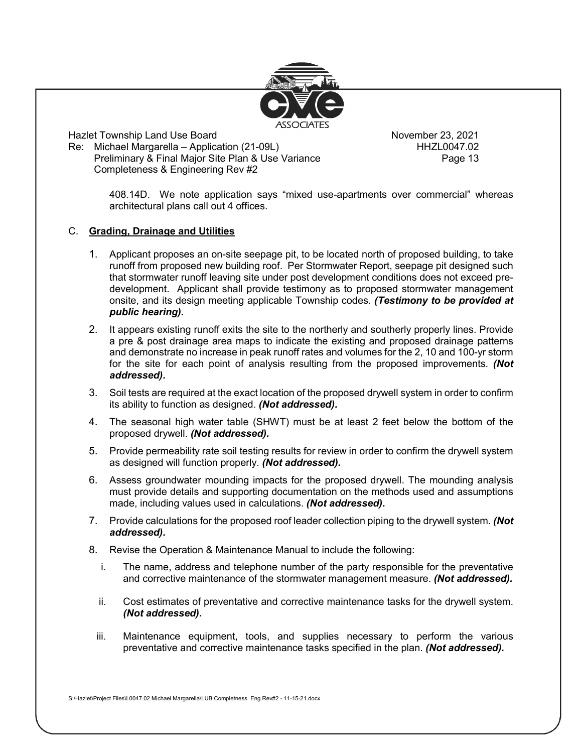408.14D. We note application says "mixed use-apartments over commercial" whereas architectural plans call out 4 offices.

C. **Grading, Drainage and Utilities**

1. Applicant proposes an on-site seepage pit, to be located north of proposed building, to take runoff from proposed new building roof. Per Stormwater Report, seepage pit designed such that stormwater runoff leaving site under post development conditions does not exceed pre-development. Applicant shall provide testimony as to proposed stormwater management onsite, and its design meeting applicable Township codes. ***(Testimony to be provided at public hearing).***
2. It appears existing runoff exits the site to the northerly and southerly properly lines. Provide a pre & post drainage area maps to indicate the existing and proposed drainage patterns and demonstrate no increase in peak runoff rates and volumes for the 2, 10 and 100-yr storm for the site for each point of analysis resulting from the proposed improvements. ***(Not addressed).***
3. Soil tests are required at the exact location of the proposed drywell system in order to confirm its ability to function as designed. ***(Not addressed).***
4. The seasonal high water table (SHWT) must be at least 2 feet below the bottom of the proposed drywell. ***(Not addressed).***
5. Provide permeability rate soil testing results for review in order to confirm the drywell system as designed will function properly. ***(Not addressed).***
6. Assess groundwater mounding impacts for the proposed drywell. The mounding analysis must provide details and supporting documentation on the methods used and assumptions made, including values used in calculations. ***(Not addressed).***
7. Provide calculations for the proposed roof leader collection piping to the drywell system. ***(Not addressed).***
8. Revise the Operation & Maintenance Manual to include the following:
   i. The name, address and telephone number of the party responsible for the preventative and corrective maintenance of the stormwater management measure. ***(Not addressed).***
   
   ii. Cost estimates of preventative and corrective maintenance tasks for the drywell system. ***(Not addressed).***
   
   iii. Maintenance equipment, tools, and supplies necessary to perform the various preventative and corrective maintenance tasks specified in the plan. ***(Not addressed).***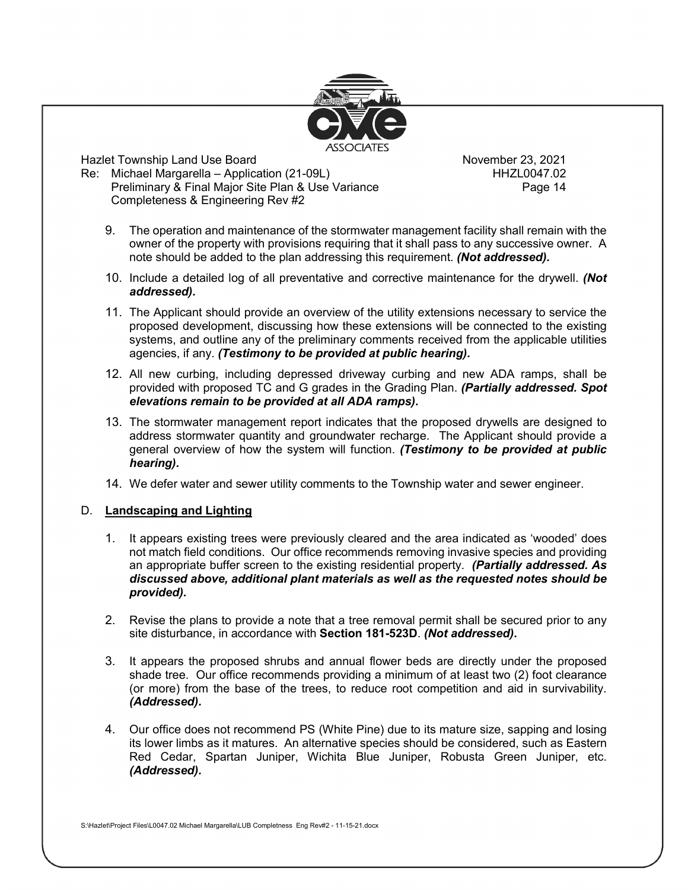9. The operation and maintenance of the stormwater management facility shall remain with the owner of the property with provisions requiring that it shall pass to any successive owner. A note should be added to the plan addressing this requirement. ***(Not addressed).***

10. Include a detailed log of all preventative and corrective maintenance for the drywell. ***(Not addressed).***

11. The Applicant should provide an overview of the utility extensions necessary to service the proposed development, discussing how these extensions will be connected to the existing systems, and outline any of the preliminary comments received from the applicable utilities agencies, if any. ***(Testimony to be provided at public hearing).***

12. All new curbing, including depressed driveway curbing and new ADA ramps, shall be provided with proposed TC and G grades in the Grading Plan. ***(Partially addressed. Spot elevations remain to be provided at all ADA ramps).***

13. The stormwater management report indicates that the proposed drywells are designed to address stormwater quantity and groundwater recharge. The Applicant should provide a general overview of how the system will function. ***(Testimony to be provided at public hearing).***

14. We defer water and sewer utility comments to the Township water and sewer engineer.

D. **Landscaping and Lighting**

1. It appears existing trees were previously cleared and the area indicated as 'wooded' does not match field conditions. Our office recommends removing invasive species and providing an appropriate buffer screen to the existing residential property. ***(Partially addressed. As discussed above, additional plant materials as well as the requested notes should be provided).***

2. Revise the plans to provide a note that a tree removal permit shall be secured prior to any site disturbance, in accordance with **Section 181-523D**. ***(Not addressed)*****.**

3. It appears the proposed shrubs and annual flower beds are directly under the proposed shade tree. Our office recommends providing a minimum of at least two (2) foot clearance (or more) from the base of the trees, to reduce root competition and aid in survivability. ***(Addressed).***

4. Our office does not recommend PS (White Pine) due to its mature size, sapping and losing its lower limbs as it matures. An alternative species should be considered, such as Eastern Red Cedar, Spartan Juniper, Wichita Blue Juniper, Robusta Green Juniper, etc. ***(Addressed).***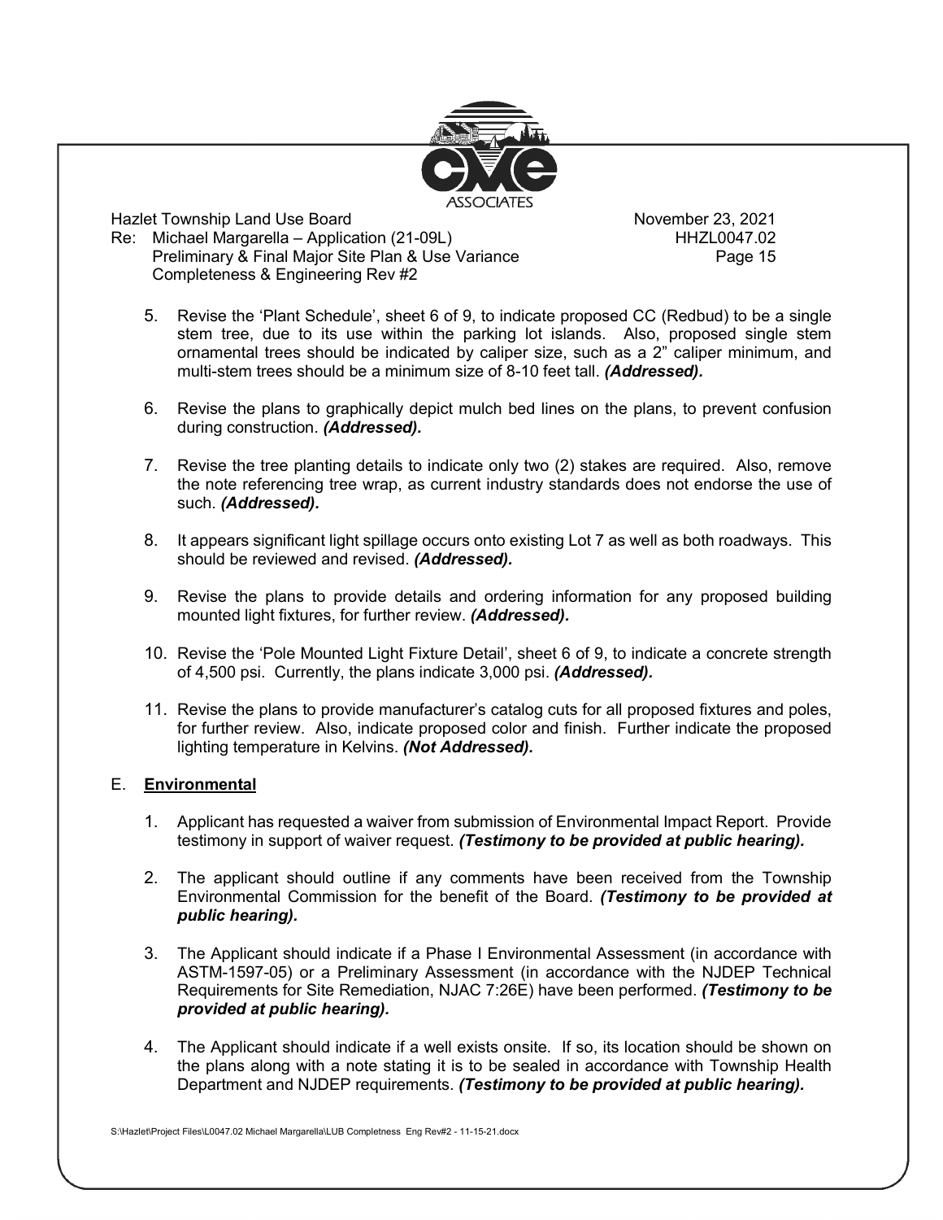5. Revise the 'Plant Schedule', sheet 6 of 9, to indicate proposed CC (Redbud) to be a single stem tree, due to its use within the parking lot islands. Also, proposed single stem ornamental trees should be indicated by caliper size, such as a 2" caliper minimum, and multi-stem trees should be a minimum size of 8-10 feet tall. ***(Addressed).***

6. Revise the plans to graphically depict mulch bed lines on the plans, to prevent confusion during construction. ***(Addressed).***

7. Revise the tree planting details to indicate only two (2) stakes are required. Also, remove the note referencing tree wrap, as current industry standards does not endorse the use of such. ***(Addressed).***

8. It appears significant light spillage occurs onto existing Lot 7 as well as both roadways. This should be reviewed and revised. ***(Addressed).***

9. Revise the plans to provide details and ordering information for any proposed building mounted light fixtures, for further review. ***(Addressed).***

10. Revise the 'Pole Mounted Light Fixture Detail', sheet 6 of 9, to indicate a concrete strength of 4,500 psi. Currently, the plans indicate 3,000 psi. ***(Addressed).***

11. Revise the plans to provide manufacturer's catalog cuts for all proposed fixtures and poles, for further review. Also, indicate proposed color and finish. Further indicate the proposed lighting temperature in Kelvins. ***(Not Addressed).***

E. **<u>Environmental</u>**

1. Applicant has requested a waiver from submission of Environmental Impact Report. Provide testimony in support of waiver request. ***(Testimony to be provided at public hearing).***

2. The applicant should outline if any comments have been received from the Township Environmental Commission for the benefit of the Board. ***(Testimony to be provided at public hearing).***

3. The Applicant should indicate if a Phase I Environmental Assessment (in accordance with ASTM-1597-05) or a Preliminary Assessment (in accordance with the NJDEP Technical Requirements for Site Remediation, NJAC 7:26E) have been performed. ***(Testimony to be provided at public hearing).***

4. The Applicant should indicate if a well exists onsite. If so, its location should be shown on the plans along with a note stating it is to be sealed in accordance with Township Health Department and NJDEP requirements. ***(Testimony to be provided at public hearing).***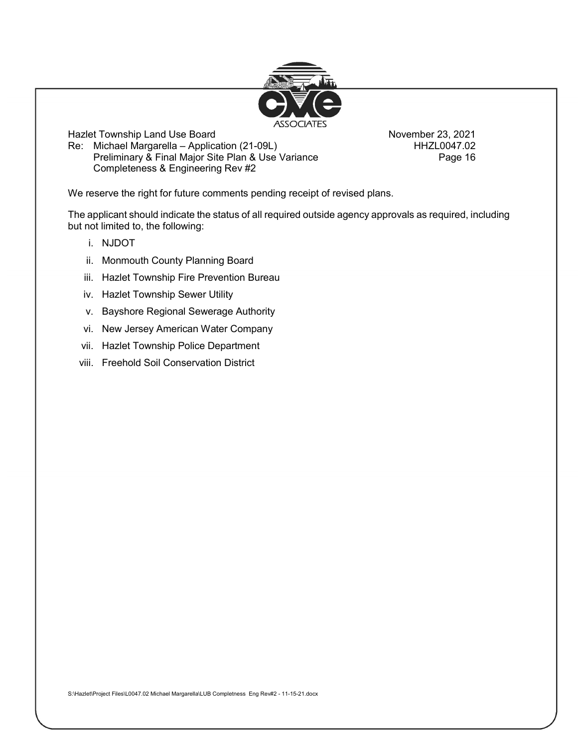We reserve the right for future comments pending receipt of revised plans.

The applicant should indicate the status of all required outside agency approvals as required, including but not limited to, the following:

i. NJDOT
ii. Monmouth County Planning Board
iii. Hazlet Township Fire Prevention Bureau
iv. Hazlet Township Sewer Utility
v. Bayshore Regional Sewerage Authority
vi. New Jersey American Water Company
vii. Hazlet Township Police Department
viii. Freehold Soil Conservation District